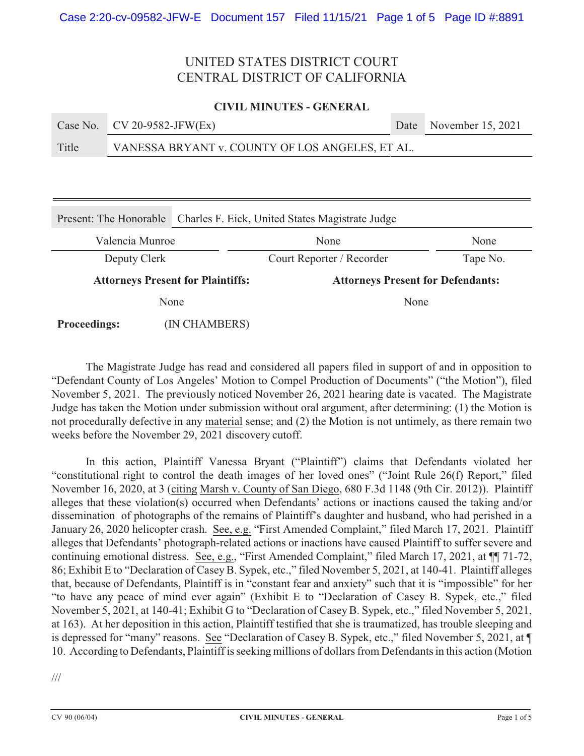# UNITED STATES DISTRICT COURT
# CENTRAL DISTRICT OF CALIFORNIA

**CIVIL MINUTES - GENERAL**

| Case No. | CV 20-9582-JFW(Ex) | Date | November 15, 2021 |
|---|---|---|---|
| Title | VANESSA BRYANT v. COUNTY OF LOS ANGELES, ET AL. | | |

| Present: The Honorable | Charles F. Eick, United States Magistrate Judge | |
|---|---|---|
| Valencia Munroe | None | None |
| Deputy Clerk | Court Reporter / Recorder | Tape No. |

| **Attorneys Present for Plaintiffs:** | **Attorneys Present for Defendants:** |
|---|---|
| None | None |

**Proceedings:** (IN CHAMBERS)

The Magistrate Judge has read and considered all papers filed in support of and in opposition to "Defendant County of Los Angeles' Motion to Compel Production of Documents" ("the Motion"), filed November 5, 2021. The previously noticed November 26, 2021 hearing date is vacated. The Magistrate Judge has taken the Motion under submission without oral argument, after determining: (1) the Motion is not procedurally defective in any material sense; and (2) the Motion is not untimely, as there remain two weeks before the November 29, 2021 discovery cutoff.

In this action, Plaintiff Vanessa Bryant ("Plaintiff") claims that Defendants violated her "constitutional right to control the death images of her loved ones" ("Joint Rule 26(f) Report," filed November 16, 2020, at 3 (citing Marsh v. County of San Diego, 680 F.3d 1148 (9th Cir. 2012)). Plaintiff alleges that these violation(s) occurred when Defendants' actions or inactions caused the taking and/or dissemination of photographs of the remains of Plaintiff's daughter and husband, who had perished in a January 26, 2020 helicopter crash. See, e.g. "First Amended Complaint," filed March 17, 2021. Plaintiff alleges that Defendants' photograph-related actions or inactions have caused Plaintiff to suffer severe and continuing emotional distress. See, e.g., "First Amended Complaint," filed March 17, 2021, at ¶¶ 71-72, 86; Exhibit E to "Declaration of Casey B. Sypek, etc.," filed November 5, 2021, at 140-41. Plaintiff alleges that, because of Defendants, Plaintiff is in "constant fear and anxiety" such that it is "impossible" for her "to have any peace of mind ever again" (Exhibit E to "Declaration of Casey B. Sypek, etc.," filed November 5, 2021, at 140-41; Exhibit G to "Declaration of Casey B. Sypek, etc.," filed November 5, 2021, at 163). At her deposition in this action, Plaintiff testified that she is traumatized, has trouble sleeping and is depressed for "many" reasons. See "Declaration of Casey B. Sypek, etc.," filed November 5, 2021, at ¶ 10. According to Defendants, Plaintiff is seeking millions of dollars from Defendants in this action (Motion

///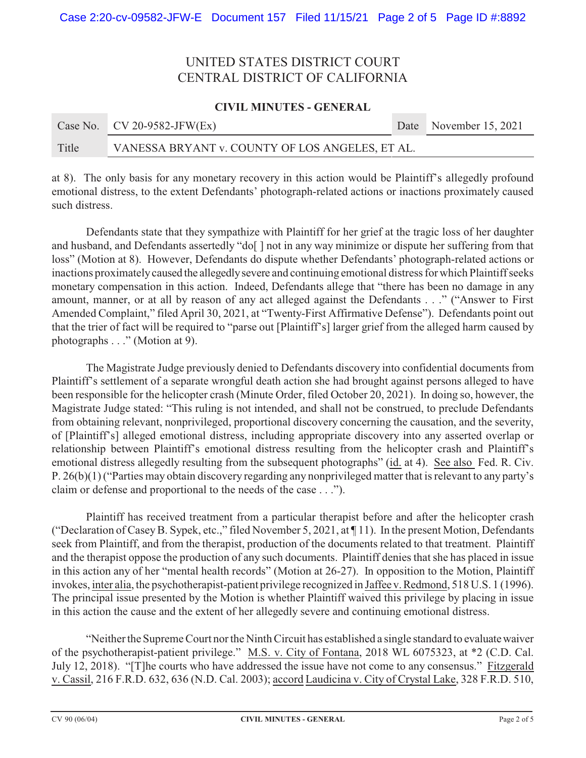UNITED STATES DISTRICT COURT
CENTRAL DISTRICT OF CALIFORNIA

**CIVIL MINUTES - GENERAL**

| Case No. | CV 20-9582-JFW(Ex) | Date | November 15, 2021 |
|---|---|---|---|
| Title | VANESSA BRYANT v. COUNTY OF LOS ANGELES, ET AL. | | |

at 8). The only basis for any monetary recovery in this action would be Plaintiff's allegedly profound emotional distress, to the extent Defendants' photograph-related actions or inactions proximately caused such distress.

Defendants state that they sympathize with Plaintiff for her grief at the tragic loss of her daughter and husband, and Defendants assertedly "do[ ] not in any way minimize or dispute her suffering from that loss" (Motion at 8). However, Defendants do dispute whether Defendants' photograph-related actions or inactions proximately caused the allegedly severe and continuing emotional distress for which Plaintiff seeks monetary compensation in this action. Indeed, Defendants allege that "there has been no damage in any amount, manner, or at all by reason of any act alleged against the Defendants . . ." ("Answer to First Amended Complaint," filed April 30, 2021, at "Twenty-First Affirmative Defense"). Defendants point out that the trier of fact will be required to "parse out [Plaintiff's] larger grief from the alleged harm caused by photographs . . ." (Motion at 9).

The Magistrate Judge previously denied to Defendants discovery into confidential documents from Plaintiff's settlement of a separate wrongful death action she had brought against persons alleged to have been responsible for the helicopter crash (Minute Order, filed October 20, 2021). In doing so, however, the Magistrate Judge stated: "This ruling is not intended, and shall not be construed, to preclude Defendants from obtaining relevant, nonprivileged, proportional discovery concerning the causation, and the severity, of [Plaintiff's] alleged emotional distress, including appropriate discovery into any asserted overlap or relationship between Plaintiff's emotional distress resulting from the helicopter crash and Plaintiff's emotional distress allegedly resulting from the subsequent photographs" (id. at 4). See also Fed. R. Civ. P. 26(b)(1) ("Parties may obtain discovery regarding any nonprivileged matter that is relevant to any party's claim or defense and proportional to the needs of the case . . .").

Plaintiff has received treatment from a particular therapist before and after the helicopter crash ("Declaration of Casey B. Sypek, etc.," filed November 5, 2021, at ¶ 11). In the present Motion, Defendants seek from Plaintiff, and from the therapist, production of the documents related to that treatment. Plaintiff and the therapist oppose the production of any such documents. Plaintiff denies that she has placed in issue in this action any of her "mental health records" (Motion at 26-27). In opposition to the Motion, Plaintiff invokes, inter alia, the psychotherapist-patient privilege recognized in Jaffee v. Redmond, 518 U.S. 1 (1996). The principal issue presented by the Motion is whether Plaintiff waived this privilege by placing in issue in this action the cause and the extent of her allegedly severe and continuing emotional distress.

"Neither the Supreme Court nor the Ninth Circuit has established a single standard to evaluate waiver of the psychotherapist-patient privilege." M.S. v. City of Fontana, 2018 WL 6075323, at *2 (C.D. Cal. July 12, 2018). "[T]he courts who have addressed the issue have not come to any consensus." Fitzgerald v. Cassil, 216 F.R.D. 632, 636 (N.D. Cal. 2003); accord Laudicina v. City of Crystal Lake, 328 F.R.D. 510,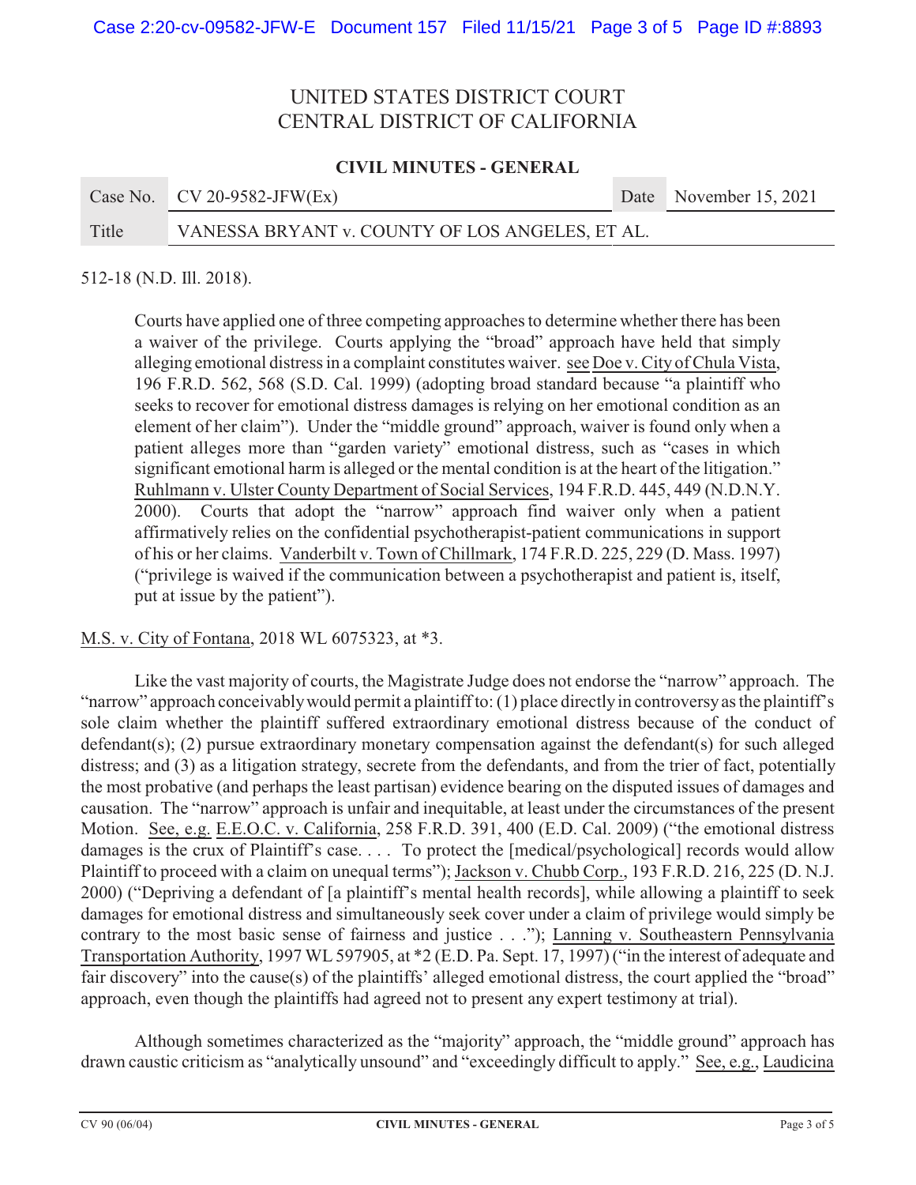512-18 (N.D. Ill. 2018).

> Courts have applied one of three competing approaches to determine whether there has been a waiver of the privilege. Courts applying the "broad" approach have held that simply alleging emotional distress in a complaint constitutes waiver. see Doe v. City of Chula Vista, 196 F.R.D. 562, 568 (S.D. Cal. 1999) (adopting broad standard because "a plaintiff who seeks to recover for emotional distress damages is relying on her emotional condition as an element of her claim"). Under the "middle ground" approach, waiver is found only when a patient alleges more than "garden variety" emotional distress, such as "cases in which significant emotional harm is alleged or the mental condition is at the heart of the litigation." Ruhlmann v. Ulster County Department of Social Services, 194 F.R.D. 445, 449 (N.D.N.Y. 2000). Courts that adopt the "narrow" approach find waiver only when a patient affirmatively relies on the confidential psychotherapist-patient communications in support of his or her claims. Vanderbilt v. Town of Chillmark, 174 F.R.D. 225, 229 (D. Mass. 1997) ("privilege is waived if the communication between a psychotherapist and patient is, itself, put at issue by the patient").

M.S. v. City of Fontana, 2018 WL 6075323, at *3.

Like the vast majority of courts, the Magistrate Judge does not endorse the "narrow" approach. The "narrow" approach conceivably would permit a plaintiff to: (1) place directly in controversy as the plaintiff's sole claim whether the plaintiff suffered extraordinary emotional distress because of the conduct of defendant(s); (2) pursue extraordinary monetary compensation against the defendant(s) for such alleged distress; and (3) as a litigation strategy, secrete from the defendants, and from the trier of fact, potentially the most probative (and perhaps the least partisan) evidence bearing on the disputed issues of damages and causation. The "narrow" approach is unfair and inequitable, at least under the circumstances of the present Motion. See, e.g. E.E.O.C. v. California, 258 F.R.D. 391, 400 (E.D. Cal. 2009) ("the emotional distress damages is the crux of Plaintiff's case. . . . To protect the [medical/psychological] records would allow Plaintiff to proceed with a claim on unequal terms"); Jackson v. Chubb Corp., 193 F.R.D. 216, 225 (D. N.J. 2000) ("Depriving a defendant of [a plaintiff's mental health records], while allowing a plaintiff to seek damages for emotional distress and simultaneously seek cover under a claim of privilege would simply be contrary to the most basic sense of fairness and justice . . ."); Lanning v. Southeastern Pennsylvania Transportation Authority, 1997 WL 597905, at *2 (E.D. Pa. Sept. 17, 1997) ("in the interest of adequate and fair discovery" into the cause(s) of the plaintiffs' alleged emotional distress, the court applied the "broad" approach, even though the plaintiffs had agreed not to present any expert testimony at trial).

Although sometimes characterized as the "majority" approach, the "middle ground" approach has drawn caustic criticism as "analytically unsound" and "exceedingly difficult to apply." See, e.g., Laudicina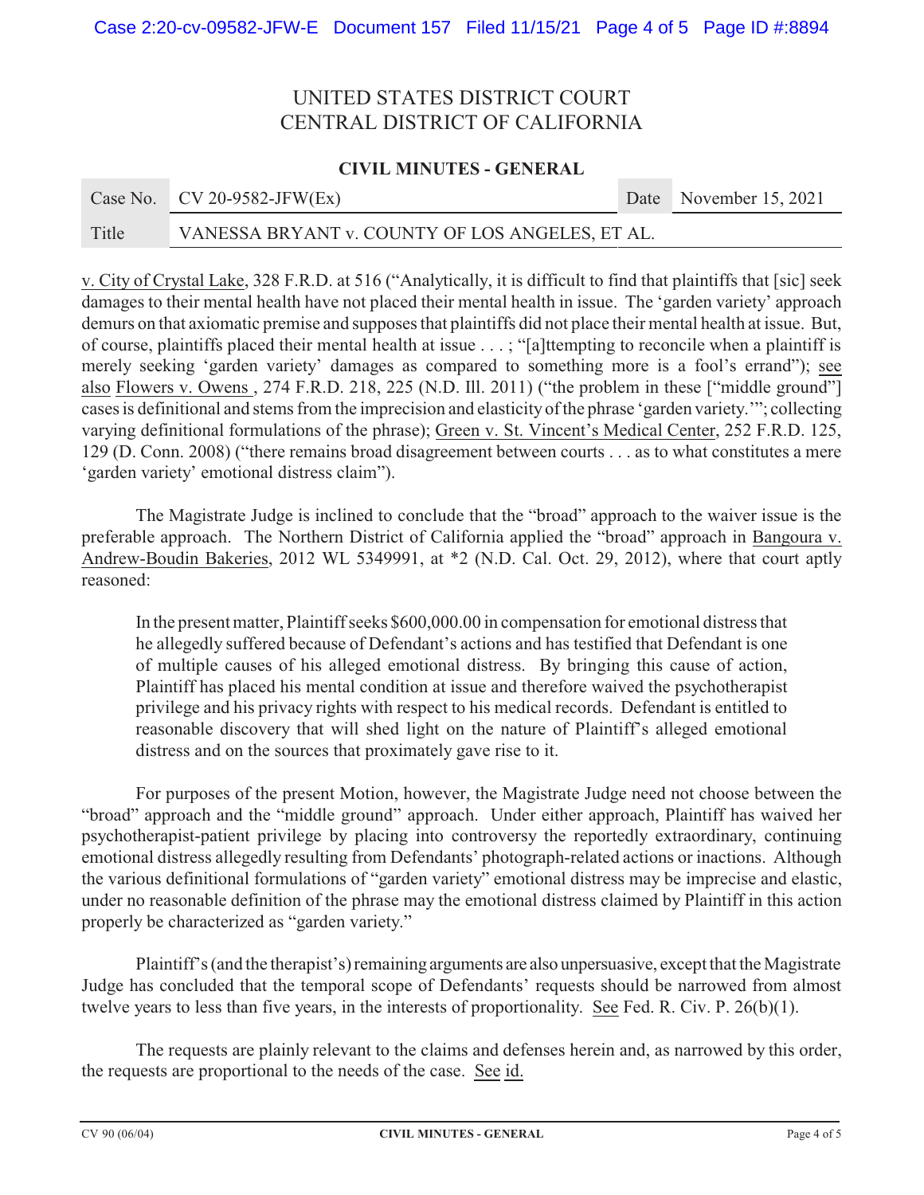# UNITED STATES DISTRICT COURT
# CENTRAL DISTRICT OF CALIFORNIA

**CIVIL MINUTES - GENERAL**

| Case No. | CV 20-9582-JFW(Ex) | Date | November 15, 2021 |
|---|---|---|---|
| Title | VANESSA BRYANT v. COUNTY OF LOS ANGELES, ET AL. | | |

v. City of Crystal Lake, 328 F.R.D. at 516 ("Analytically, it is difficult to find that plaintiffs that [sic] seek damages to their mental health have not placed their mental health in issue. The 'garden variety' approach demurs on that axiomatic premise and supposes that plaintiffs did not place their mental health at issue. But, of course, plaintiffs placed their mental health at issue . . . ; "[a]ttempting to reconcile when a plaintiff is merely seeking 'garden variety' damages as compared to something more is a fool's errand"); see also Flowers v. Owens , 274 F.R.D. 218, 225 (N.D. Ill. 2011) ("the problem in these ["middle ground"] cases is definitional and stems from the imprecision and elasticity of the phrase 'garden variety.'"; collecting varying definitional formulations of the phrase); Green v. St. Vincent's Medical Center, 252 F.R.D. 125, 129 (D. Conn. 2008) ("there remains broad disagreement between courts . . . as to what constitutes a mere 'garden variety' emotional distress claim").

The Magistrate Judge is inclined to conclude that the "broad" approach to the waiver issue is the preferable approach. The Northern District of California applied the "broad" approach in Bangoura v. Andrew-Boudin Bakeries, 2012 WL 5349991, at *2 (N.D. Cal. Oct. 29, 2012), where that court aptly reasoned:

> In the present matter, Plaintiff seeks $600,000.00 in compensation for emotional distress that he allegedly suffered because of Defendant's actions and has testified that Defendant is one of multiple causes of his alleged emotional distress. By bringing this cause of action, Plaintiff has placed his mental condition at issue and therefore waived the psychotherapist privilege and his privacy rights with respect to his medical records. Defendant is entitled to reasonable discovery that will shed light on the nature of Plaintiff's alleged emotional distress and on the sources that proximately gave rise to it.

For purposes of the present Motion, however, the Magistrate Judge need not choose between the "broad" approach and the "middle ground" approach. Under either approach, Plaintiff has waived her psychotherapist-patient privilege by placing into controversy the reportedly extraordinary, continuing emotional distress allegedly resulting from Defendants' photograph-related actions or inactions. Although the various definitional formulations of "garden variety" emotional distress may be imprecise and elastic, under no reasonable definition of the phrase may the emotional distress claimed by Plaintiff in this action properly be characterized as "garden variety."

Plaintiff's (and the therapist's) remaining arguments are also unpersuasive, except that the Magistrate Judge has concluded that the temporal scope of Defendants' requests should be narrowed from almost twelve years to less than five years, in the interests of proportionality. See Fed. R. Civ. P. 26(b)(1).

The requests are plainly relevant to the claims and defenses herein and, as narrowed by this order, the requests are proportional to the needs of the case. See id.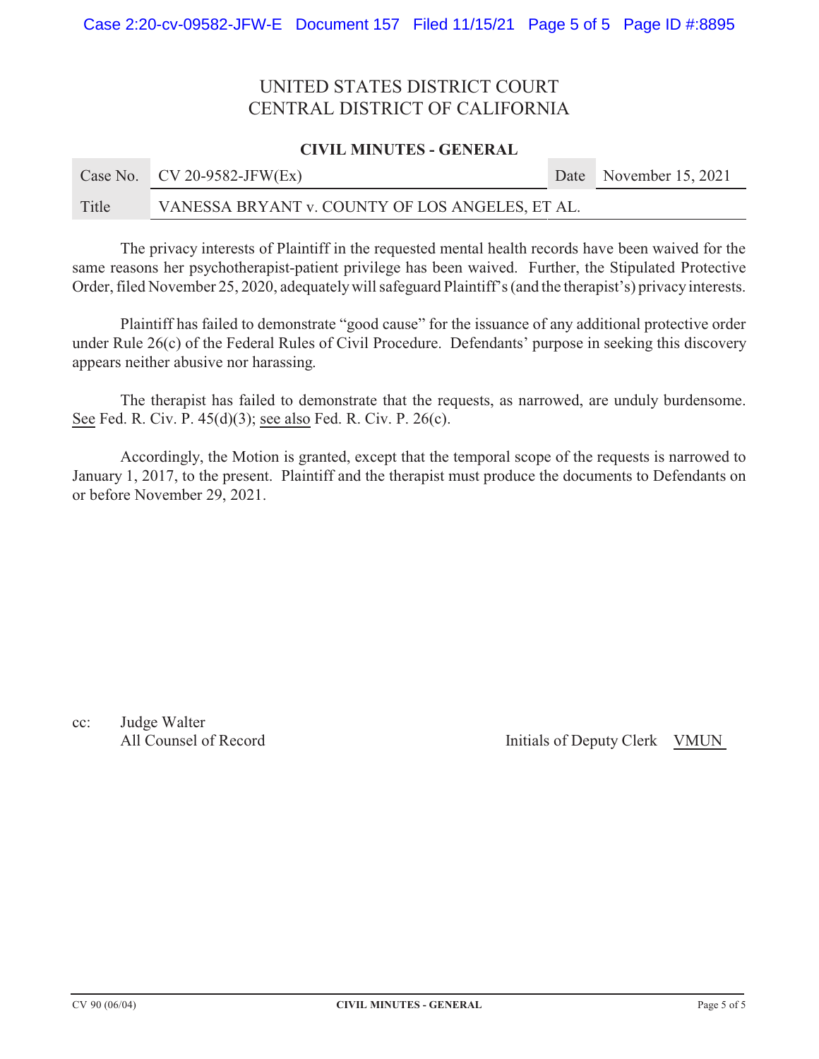# UNITED STATES DISTRICT COURT
# CENTRAL DISTRICT OF CALIFORNIA

**CIVIL MINUTES - GENERAL**

| | | | |
|---|---|---|---|
| Case No. | CV 20-9582-JFW(Ex) | Date | November 15, 2021 |
| Title | VANESSA BRYANT v. COUNTY OF LOS ANGELES, ET AL. | | |

The privacy interests of Plaintiff in the requested mental health records have been waived for the same reasons her psychotherapist-patient privilege has been waived. Further, the Stipulated Protective Order, filed November 25, 2020, adequately will safeguard Plaintiff's (and the therapist's) privacy interests.

Plaintiff has failed to demonstrate "good cause" for the issuance of any additional protective order under Rule 26(c) of the Federal Rules of Civil Procedure. Defendants' purpose in seeking this discovery appears neither abusive nor harassing.

The therapist has failed to demonstrate that the requests, as narrowed, are unduly burdensome. See Fed. R. Civ. P. 45(d)(3); see also Fed. R. Civ. P. 26(c).

Accordingly, the Motion is granted, except that the temporal scope of the requests is narrowed to January 1, 2017, to the present. Plaintiff and the therapist must produce the documents to Defendants on or before November 29, 2021.

cc: Judge Walter
All Counsel of Record

Initials of Deputy Clerk VMUN